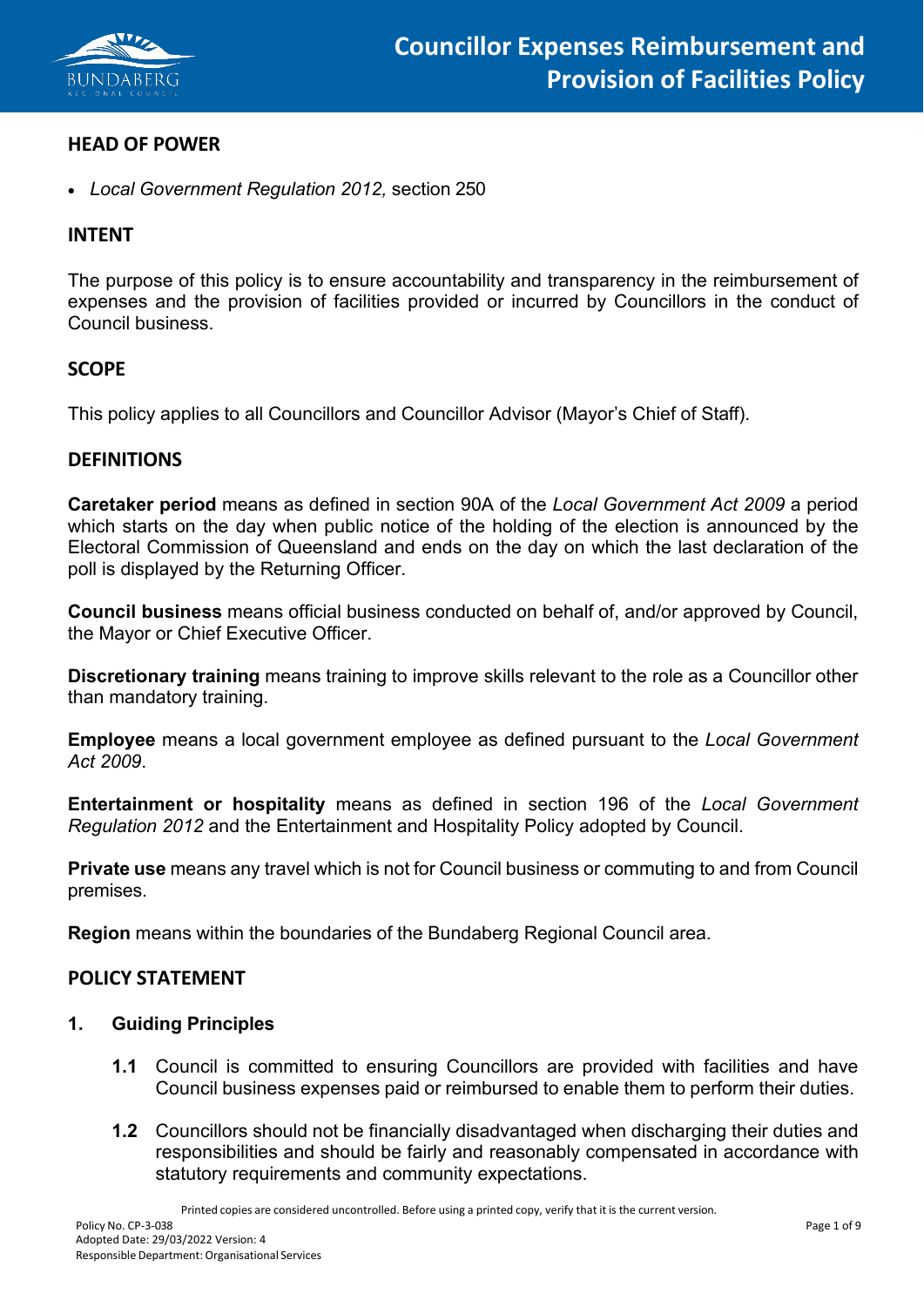# Councillor Expenses Reimbursement and Provision of Facilities Policy

## HEAD OF POWER

- *Local Government Regulation 2012,* section 250

## INTENT

The purpose of this policy is to ensure accountability and transparency in the reimbursement of expenses and the provision of facilities provided or incurred by Councillors in the conduct of Council business.

## SCOPE

This policy applies to all Councillors and Councillor Advisor (Mayor's Chief of Staff).

## DEFINITIONS

**Caretaker period** means as defined in section 90A of the *Local Government Act 2009* a period which starts on the day when public notice of the holding of the election is announced by the Electoral Commission of Queensland and ends on the day on which the last declaration of the poll is displayed by the Returning Officer.

**Council business** means official business conducted on behalf of, and/or approved by Council, the Mayor or Chief Executive Officer.

**Discretionary training** means training to improve skills relevant to the role as a Councillor other than mandatory training.

**Employee** means a local government employee as defined pursuant to the *Local Government Act 2009*.

**Entertainment or hospitality** means as defined in section 196 of the *Local Government Regulation 2012* and the Entertainment and Hospitality Policy adopted by Council.

**Private use** means any travel which is not for Council business or commuting to and from Council premises.

**Region** means within the boundaries of the Bundaberg Regional Council area.

## POLICY STATEMENT

### 1. Guiding Principles

**1.1** Council is committed to ensuring Councillors are provided with facilities and have Council business expenses paid or reimbursed to enable them to perform their duties.

**1.2** Councillors should not be financially disadvantaged when discharging their duties and responsibilities and should be fairly and reasonably compensated in accordance with statutory requirements and community expectations.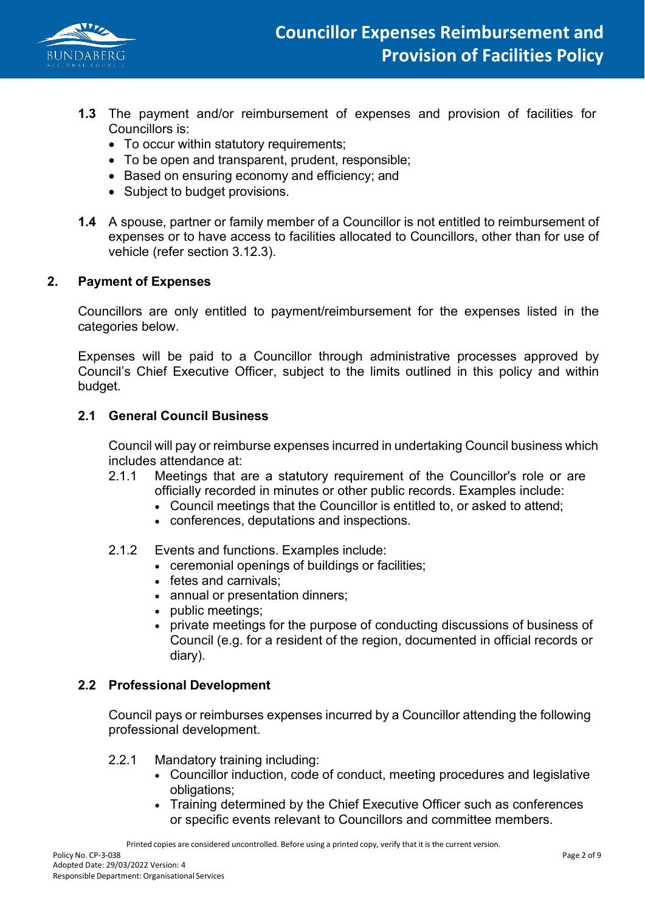**1.3** The payment and/or reimbursement of expenses and provision of facilities for Councillors is:

- To occur within statutory requirements;
- To be open and transparent, prudent, responsible;
- Based on ensuring economy and efficiency; and
- Subject to budget provisions.

**1.4** A spouse, partner or family member of a Councillor is not entitled to reimbursement of expenses or to have access to facilities allocated to Councillors, other than for use of vehicle (refer section 3.12.3).

## 2. Payment of Expenses

Councillors are only entitled to payment/reimbursement for the expenses listed in the categories below.

Expenses will be paid to a Councillor through administrative processes approved by Council's Chief Executive Officer, subject to the limits outlined in this policy and within budget.

### 2.1 General Council Business

Council will pay or reimburse expenses incurred in undertaking Council business which includes attendance at:

2.1.1 Meetings that are a statutory requirement of the Councillor's role or are officially recorded in minutes or other public records. Examples include:
- Council meetings that the Councillor is entitled to, or asked to attend;
- conferences, deputations and inspections.

2.1.2 Events and functions. Examples include:
- ceremonial openings of buildings or facilities;
- fetes and carnivals;
- annual or presentation dinners;
- public meetings;
- private meetings for the purpose of conducting discussions of business of Council (e.g. for a resident of the region, documented in official records or diary).

### 2.2 Professional Development

Council pays or reimburses expenses incurred by a Councillor attending the following professional development.

2.2.1 Mandatory training including:
- Councillor induction, code of conduct, meeting procedures and legislative obligations;
- Training determined by the Chief Executive Officer such as conferences or specific events relevant to Councillors and committee members.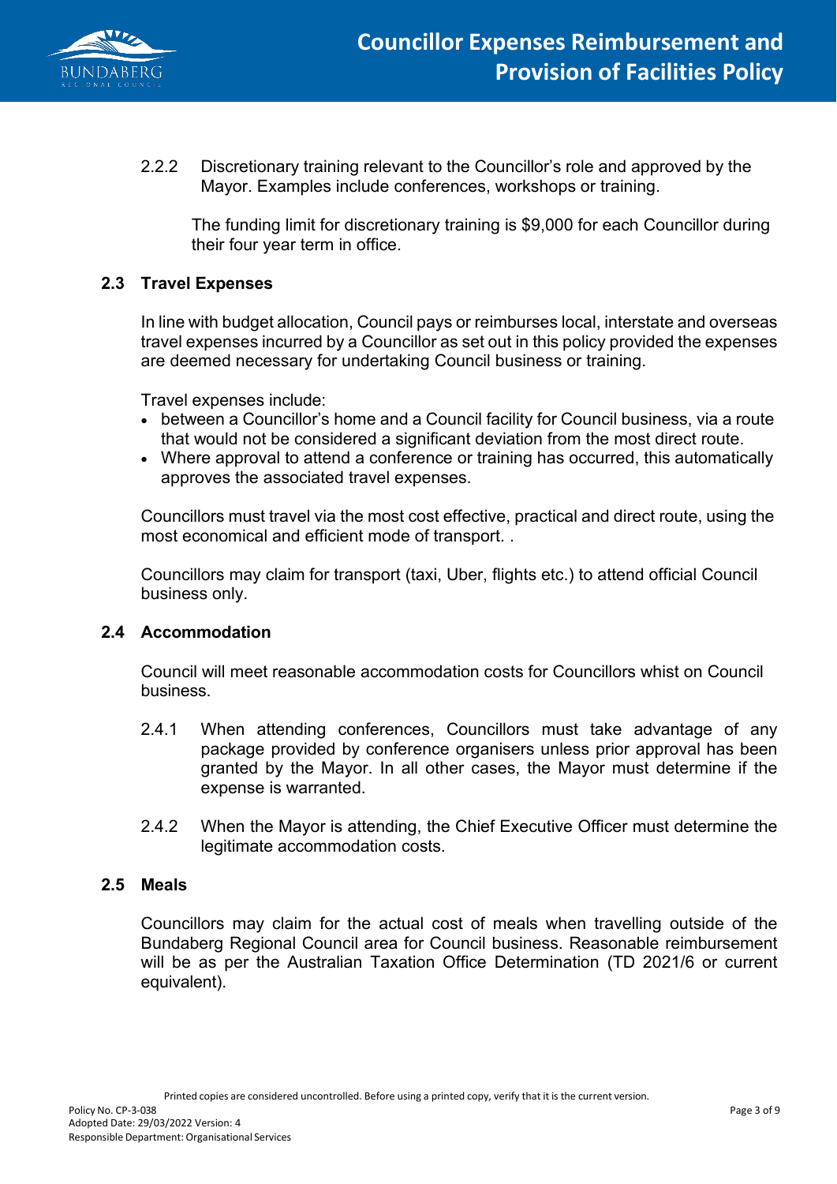2.2.2 Discretionary training relevant to the Councillor's role and approved by the Mayor. Examples include conferences, workshops or training.

The funding limit for discretionary training is $9,000 for each Councillor during their four year term in office.

## 2.3 Travel Expenses

In line with budget allocation, Council pays or reimburses local, interstate and overseas travel expenses incurred by a Councillor as set out in this policy provided the expenses are deemed necessary for undertaking Council business or training.

Travel expenses include:

- between a Councillor's home and a Council facility for Council business, via a route that would not be considered a significant deviation from the most direct route.
- Where approval to attend a conference or training has occurred, this automatically approves the associated travel expenses.

Councillors must travel via the most cost effective, practical and direct route, using the most economical and efficient mode of transport. .

Councillors may claim for transport (taxi, Uber, flights etc.) to attend official Council business only.

## 2.4 Accommodation

Council will meet reasonable accommodation costs for Councillors whist on Council business.

2.4.1 When attending conferences, Councillors must take advantage of any package provided by conference organisers unless prior approval has been granted by the Mayor. In all other cases, the Mayor must determine if the expense is warranted.

2.4.2 When the Mayor is attending, the Chief Executive Officer must determine the legitimate accommodation costs.

## 2.5 Meals

Councillors may claim for the actual cost of meals when travelling outside of the Bundaberg Regional Council area for Council business. Reasonable reimbursement will be as per the Australian Taxation Office Determination (TD 2021/6 or current equivalent).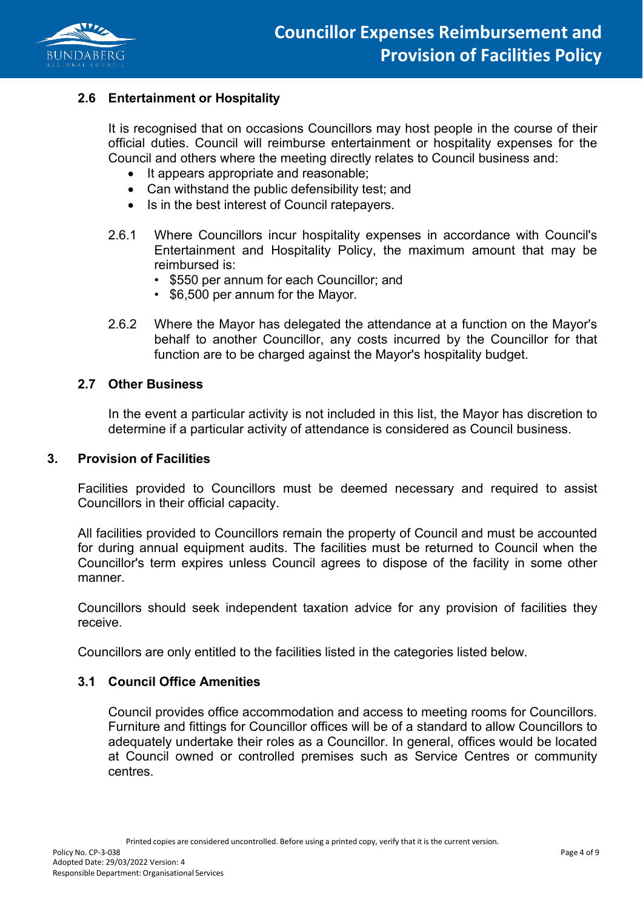## 2.6 Entertainment or Hospitality

It is recognised that on occasions Councillors may host people in the course of their official duties. Council will reimburse entertainment or hospitality expenses for the Council and others where the meeting directly relates to Council business and:

- It appears appropriate and reasonable;
- Can withstand the public defensibility test; and
- Is in the best interest of Council ratepayers.

2.6.1 Where Councillors incur hospitality expenses in accordance with Council's Entertainment and Hospitality Policy, the maximum amount that may be reimbursed is:

- $550 per annum for each Councillor; and
- $6,500 per annum for the Mayor.

2.6.2 Where the Mayor has delegated the attendance at a function on the Mayor's behalf to another Councillor, any costs incurred by the Councillor for that function are to be charged against the Mayor's hospitality budget.

## 2.7 Other Business

In the event a particular activity is not included in this list, the Mayor has discretion to determine if a particular activity of attendance is considered as Council business.

# 3. Provision of Facilities

Facilities provided to Councillors must be deemed necessary and required to assist Councillors in their official capacity.

All facilities provided to Councillors remain the property of Council and must be accounted for during annual equipment audits. The facilities must be returned to Council when the Councillor's term expires unless Council agrees to dispose of the facility in some other manner.

Councillors should seek independent taxation advice for any provision of facilities they receive.

Councillors are only entitled to the facilities listed in the categories listed below.

## 3.1 Council Office Amenities

Council provides office accommodation and access to meeting rooms for Councillors. Furniture and fittings for Councillor offices will be of a standard to allow Councillors to adequately undertake their roles as a Councillor. In general, offices would be located at Council owned or controlled premises such as Service Centres or community centres.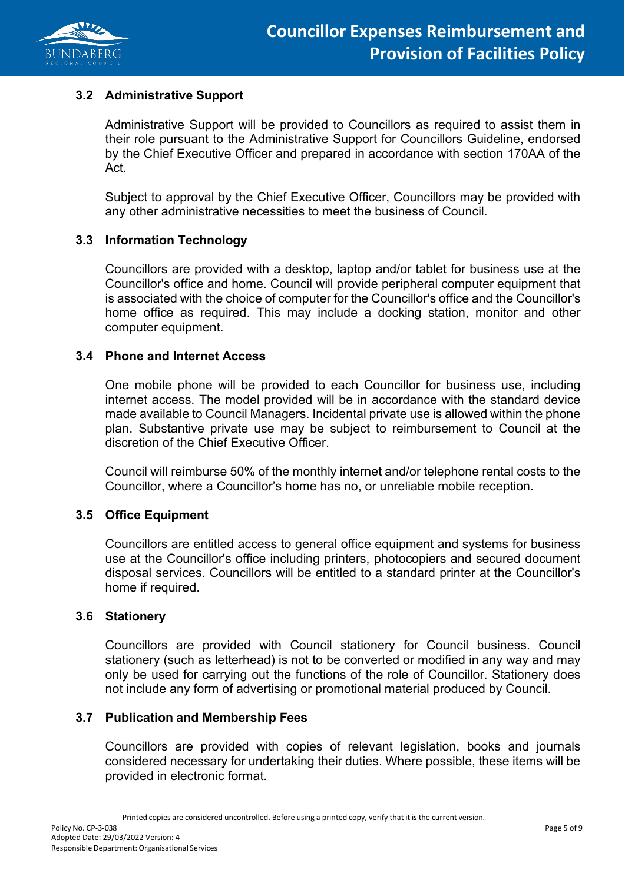### 3.2 Administrative Support

Administrative Support will be provided to Councillors as required to assist them in their role pursuant to the Administrative Support for Councillors Guideline, endorsed by the Chief Executive Officer and prepared in accordance with section 170AA of the Act.

Subject to approval by the Chief Executive Officer, Councillors may be provided with any other administrative necessities to meet the business of Council.

### 3.3 Information Technology

Councillors are provided with a desktop, laptop and/or tablet for business use at the Councillor's office and home. Council will provide peripheral computer equipment that is associated with the choice of computer for the Councillor's office and the Councillor's home office as required. This may include a docking station, monitor and other computer equipment.

### 3.4 Phone and Internet Access

One mobile phone will be provided to each Councillor for business use, including internet access. The model provided will be in accordance with the standard device made available to Council Managers. Incidental private use is allowed within the phone plan. Substantive private use may be subject to reimbursement to Council at the discretion of the Chief Executive Officer.

Council will reimburse 50% of the monthly internet and/or telephone rental costs to the Councillor, where a Councillor's home has no, or unreliable mobile reception.

### 3.5 Office Equipment

Councillors are entitled access to general office equipment and systems for business use at the Councillor's office including printers, photocopiers and secured document disposal services. Councillors will be entitled to a standard printer at the Councillor's home if required.

### 3.6 Stationery

Councillors are provided with Council stationery for Council business. Council stationery (such as letterhead) is not to be converted or modified in any way and may only be used for carrying out the functions of the role of Councillor. Stationery does not include any form of advertising or promotional material produced by Council.

### 3.7 Publication and Membership Fees

Councillors are provided with copies of relevant legislation, books and journals considered necessary for undertaking their duties. Where possible, these items will be provided in electronic format.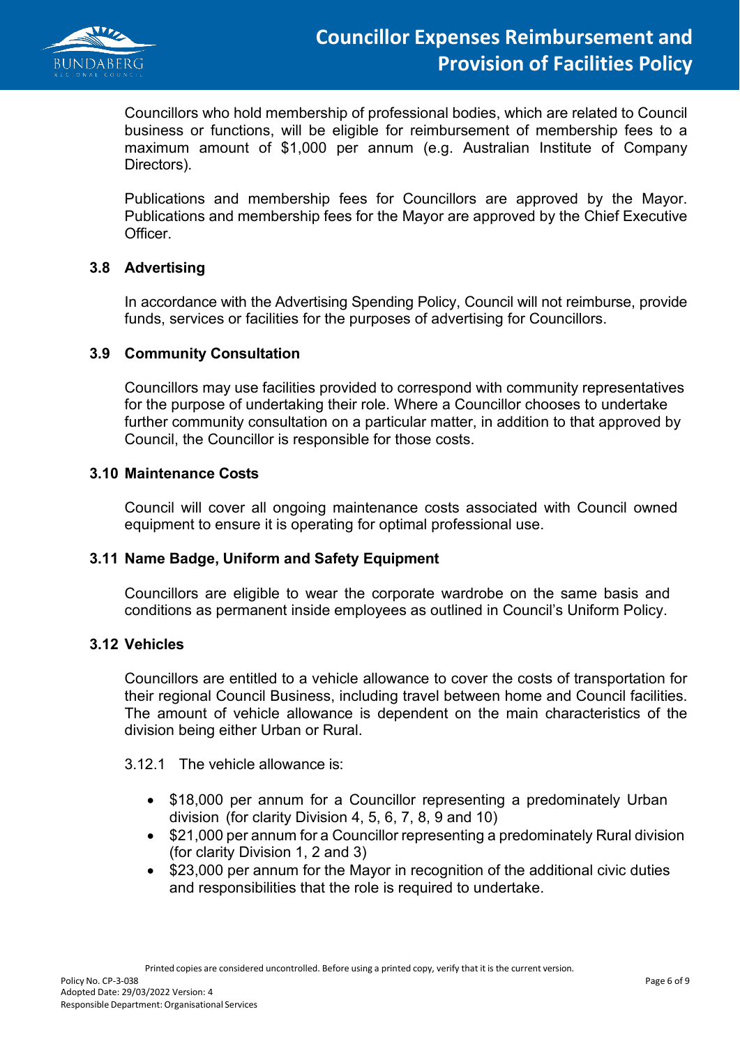Councillors who hold membership of professional bodies, which are related to Council business or functions, will be eligible for reimbursement of membership fees to a maximum amount of $1,000 per annum (e.g. Australian Institute of Company Directors).

Publications and membership fees for Councillors are approved by the Mayor. Publications and membership fees for the Mayor are approved by the Chief Executive Officer.

### 3.8 Advertising

In accordance with the Advertising Spending Policy, Council will not reimburse, provide funds, services or facilities for the purposes of advertising for Councillors.

### 3.9 Community Consultation

Councillors may use facilities provided to correspond with community representatives for the purpose of undertaking their role. Where a Councillor chooses to undertake further community consultation on a particular matter, in addition to that approved by Council, the Councillor is responsible for those costs.

### 3.10 Maintenance Costs

Council will cover all ongoing maintenance costs associated with Council owned equipment to ensure it is operating for optimal professional use.

### 3.11 Name Badge, Uniform and Safety Equipment

Councillors are eligible to wear the corporate wardrobe on the same basis and conditions as permanent inside employees as outlined in Council's Uniform Policy.

### 3.12 Vehicles

Councillors are entitled to a vehicle allowance to cover the costs of transportation for their regional Council Business, including travel between home and Council facilities. The amount of vehicle allowance is dependent on the main characteristics of the division being either Urban or Rural.

3.12.1 The vehicle allowance is:

- $18,000 per annum for a Councillor representing a predominately Urban division (for clarity Division 4, 5, 6, 7, 8, 9 and 10)
- $21,000 per annum for a Councillor representing a predominately Rural division (for clarity Division 1, 2 and 3)
- $23,000 per annum for the Mayor in recognition of the additional civic duties and responsibilities that the role is required to undertake.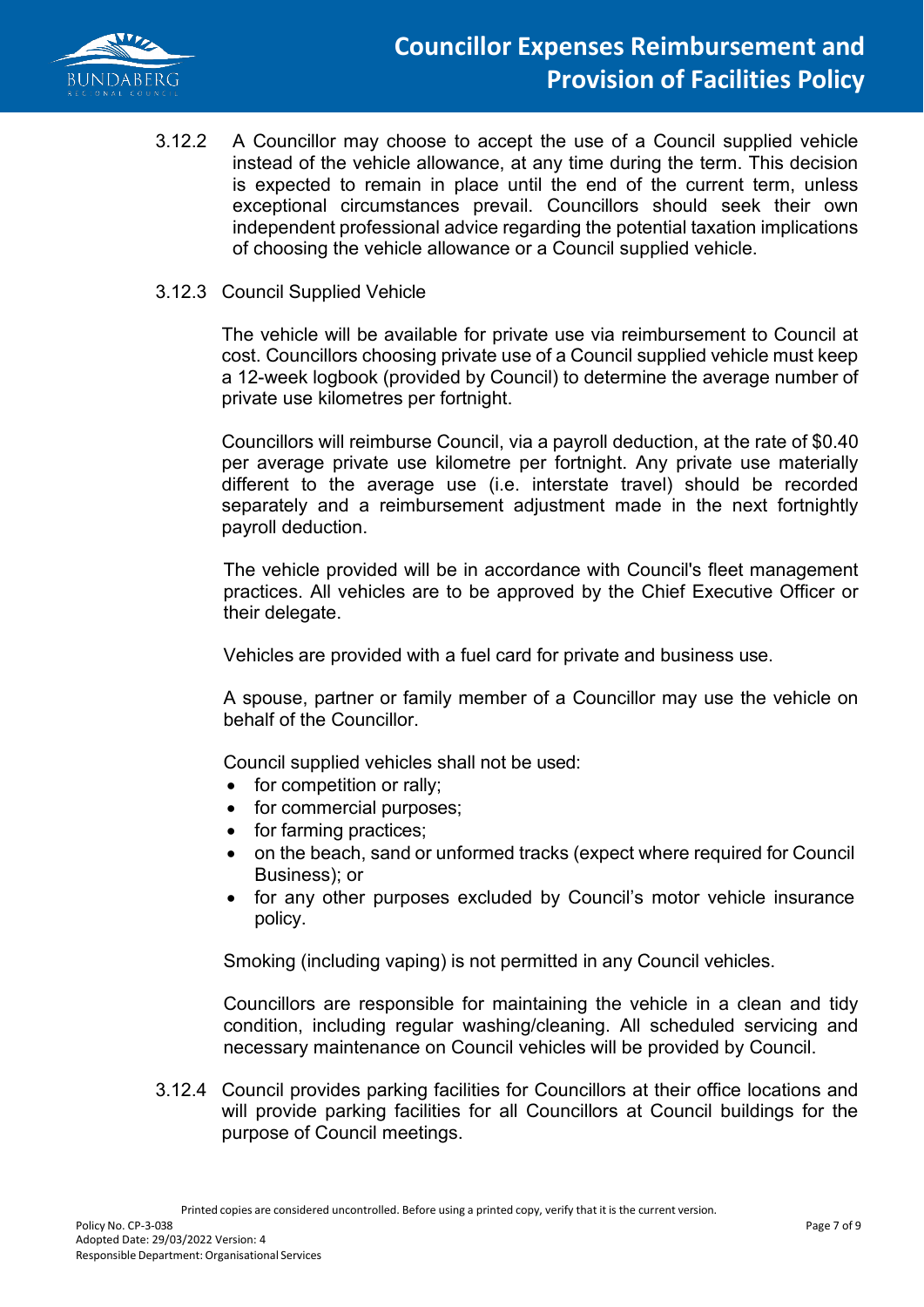3.12.2 A Councillor may choose to accept the use of a Council supplied vehicle instead of the vehicle allowance, at any time during the term. This decision is expected to remain in place until the end of the current term, unless exceptional circumstances prevail. Councillors should seek their own independent professional advice regarding the potential taxation implications of choosing the vehicle allowance or a Council supplied vehicle.

3.12.3 Council Supplied Vehicle

The vehicle will be available for private use via reimbursement to Council at cost. Councillors choosing private use of a Council supplied vehicle must keep a 12-week logbook (provided by Council) to determine the average number of private use kilometres per fortnight.

Councillors will reimburse Council, via a payroll deduction, at the rate of $0.40 per average private use kilometre per fortnight. Any private use materially different to the average use (i.e. interstate travel) should be recorded separately and a reimbursement adjustment made in the next fortnightly payroll deduction.

The vehicle provided will be in accordance with Council's fleet management practices. All vehicles are to be approved by the Chief Executive Officer or their delegate.

Vehicles are provided with a fuel card for private and business use.

A spouse, partner or family member of a Councillor may use the vehicle on behalf of the Councillor.

Council supplied vehicles shall not be used:

- for competition or rally;
- for commercial purposes;
- for farming practices;
- on the beach, sand or unformed tracks (expect where required for Council Business); or
- for any other purposes excluded by Council's motor vehicle insurance policy.

Smoking (including vaping) is not permitted in any Council vehicles.

Councillors are responsible for maintaining the vehicle in a clean and tidy condition, including regular washing/cleaning. All scheduled servicing and necessary maintenance on Council vehicles will be provided by Council.

3.12.4 Council provides parking facilities for Councillors at their office locations and will provide parking facilities for all Councillors at Council buildings for the purpose of Council meetings.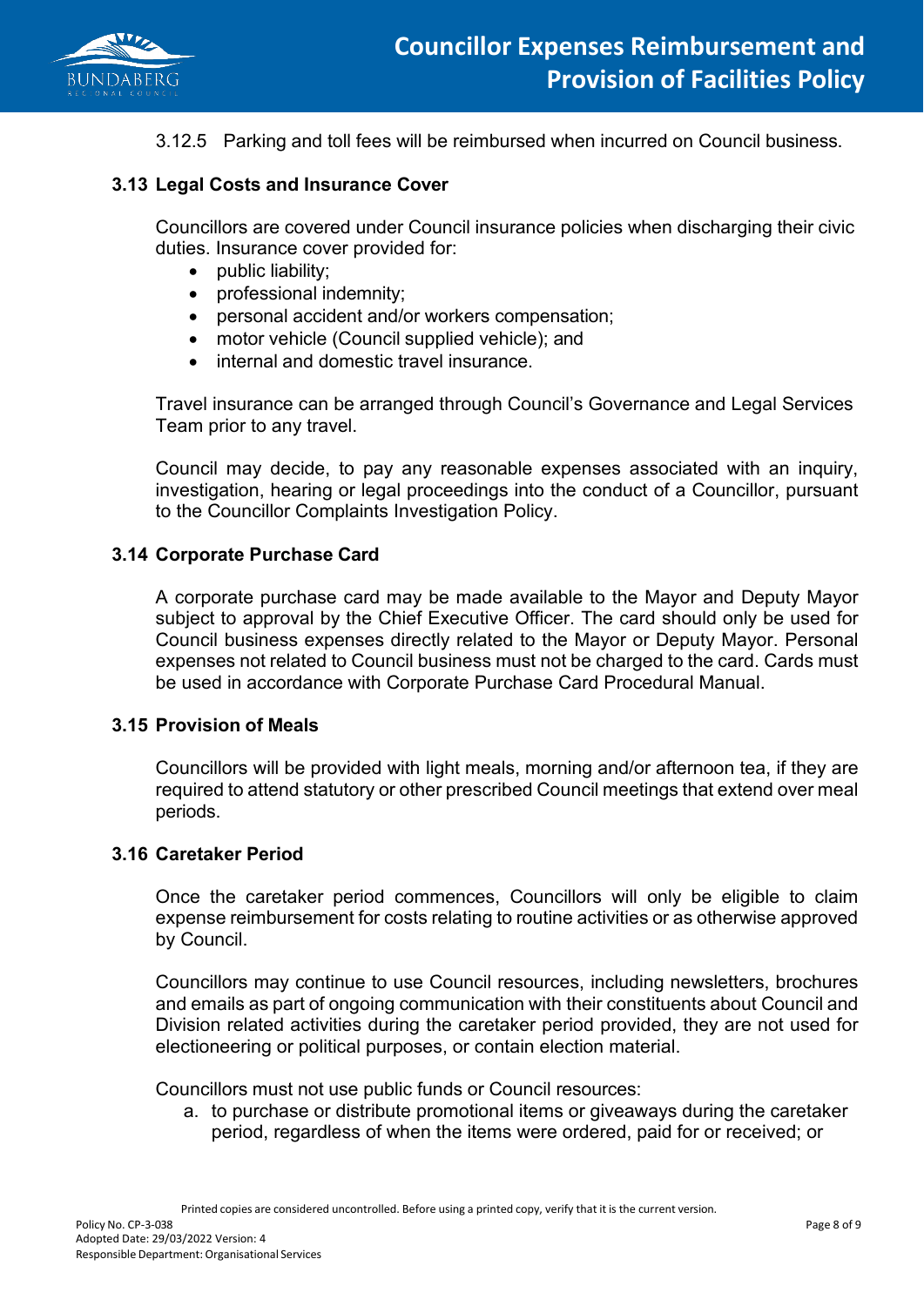3.12.5 Parking and toll fees will be reimbursed when incurred on Council business.

### 3.13 Legal Costs and Insurance Cover

Councillors are covered under Council insurance policies when discharging their civic duties. Insurance cover provided for:

- public liability;
- professional indemnity;
- personal accident and/or workers compensation;
- motor vehicle (Council supplied vehicle); and
- internal and domestic travel insurance.

Travel insurance can be arranged through Council's Governance and Legal Services Team prior to any travel.

Council may decide, to pay any reasonable expenses associated with an inquiry, investigation, hearing or legal proceedings into the conduct of a Councillor, pursuant to the Councillor Complaints Investigation Policy.

### 3.14 Corporate Purchase Card

A corporate purchase card may be made available to the Mayor and Deputy Mayor subject to approval by the Chief Executive Officer. The card should only be used for Council business expenses directly related to the Mayor or Deputy Mayor. Personal expenses not related to Council business must not be charged to the card. Cards must be used in accordance with Corporate Purchase Card Procedural Manual.

### 3.15 Provision of Meals

Councillors will be provided with light meals, morning and/or afternoon tea, if they are required to attend statutory or other prescribed Council meetings that extend over meal periods.

### 3.16 Caretaker Period

Once the caretaker period commences, Councillors will only be eligible to claim expense reimbursement for costs relating to routine activities or as otherwise approved by Council.

Councillors may continue to use Council resources, including newsletters, brochures and emails as part of ongoing communication with their constituents about Council and Division related activities during the caretaker period provided, they are not used for electioneering or political purposes, or contain election material.

Councillors must not use public funds or Council resources:

a. to purchase or distribute promotional items or giveaways during the caretaker period, regardless of when the items were ordered, paid for or received; or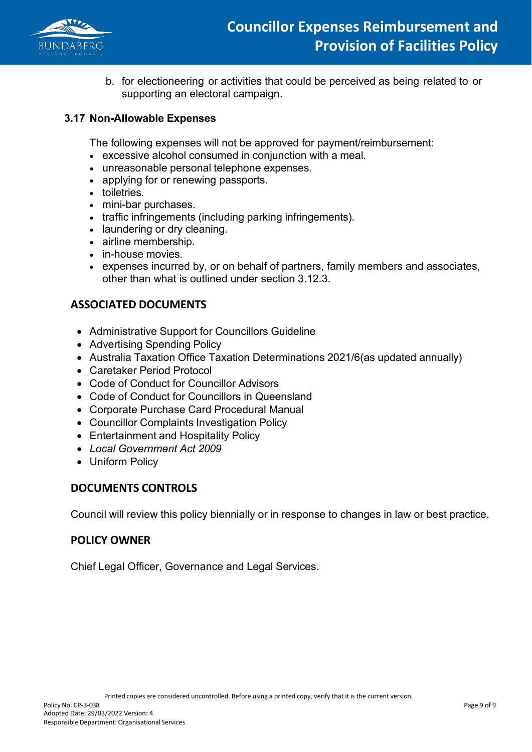b. for electioneering or activities that could be perceived as being related to or supporting an electoral campaign.

### 3.17 Non-Allowable Expenses

The following expenses will not be approved for payment/reimbursement:

- excessive alcohol consumed in conjunction with a meal.
- unreasonable personal telephone expenses.
- applying for or renewing passports.
- toiletries.
- mini-bar purchases.
- traffic infringements (including parking infringements).
- laundering or dry cleaning.
- airline membership.
- in-house movies.
- expenses incurred by, or on behalf of partners, family members and associates, other than what is outlined under section 3.12.3.

## ASSOCIATED DOCUMENTS

- Administrative Support for Councillors Guideline
- Advertising Spending Policy
- Australia Taxation Office Taxation Determinations 2021/6(as updated annually)
- Caretaker Period Protocol
- Code of Conduct for Councillor Advisors
- Code of Conduct for Councillors in Queensland
- Corporate Purchase Card Procedural Manual
- Councillor Complaints Investigation Policy
- Entertainment and Hospitality Policy
- *Local Government Act 2009*
- Uniform Policy

## DOCUMENTS CONTROLS

Council will review this policy biennially or in response to changes in law or best practice.

## POLICY OWNER

Chief Legal Officer, Governance and Legal Services.